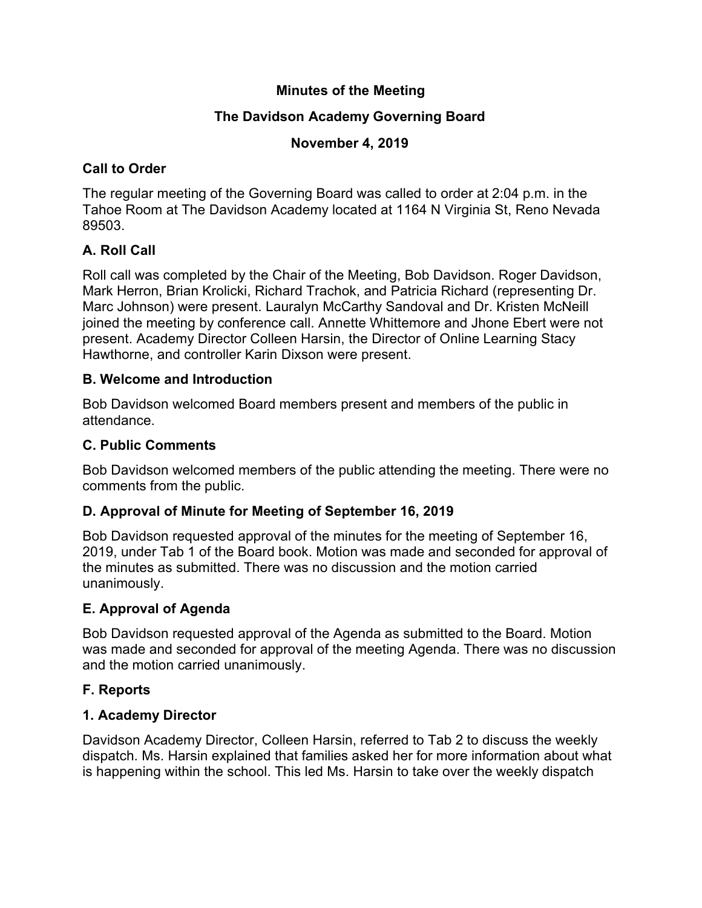**Minutes of the Meeting**

**The Davidson Academy Governing Board**

**November 4, 2019**

**Call to Order**

The regular meeting of the Governing Board was called to order at 2:04 p.m. in the Tahoe Room at The Davidson Academy located at 1164 N Virginia St, Reno Nevada 89503.

**A. Roll Call**

Roll call was completed by the Chair of the Meeting, Bob Davidson. Roger Davidson, Mark Herron, Brian Krolicki, Richard Trachok, and Patricia Richard (representing Dr. Marc Johnson) were present. Lauralyn McCarthy Sandoval and Dr. Kristen McNeill joined the meeting by conference call. Annette Whittemore and Jhone Ebert were not present. Academy Director Colleen Harsin, the Director of Online Learning Stacy Hawthorne, and controller Karin Dixson were present.

**B. Welcome and Introduction**

Bob Davidson welcomed Board members present and members of the public in attendance.

**C. Public Comments**

Bob Davidson welcomed members of the public attending the meeting. There were no comments from the public.

**D. Approval of Minute for Meeting of September 16, 2019**

Bob Davidson requested approval of the minutes for the meeting of September 16, 2019, under Tab 1 of the Board book. Motion was made and seconded for approval of the minutes as submitted. There was no discussion and the motion carried unanimously.

**E. Approval of Agenda**

Bob Davidson requested approval of the Agenda as submitted to the Board. Motion was made and seconded for approval of the meeting Agenda. There was no discussion and the motion carried unanimously.

**F. Reports**

**1. Academy Director**

Davidson Academy Director, Colleen Harsin, referred to Tab 2 to discuss the weekly dispatch. Ms. Harsin explained that families asked her for more information about what is happening within the school. This led Ms. Harsin to take over the weekly dispatch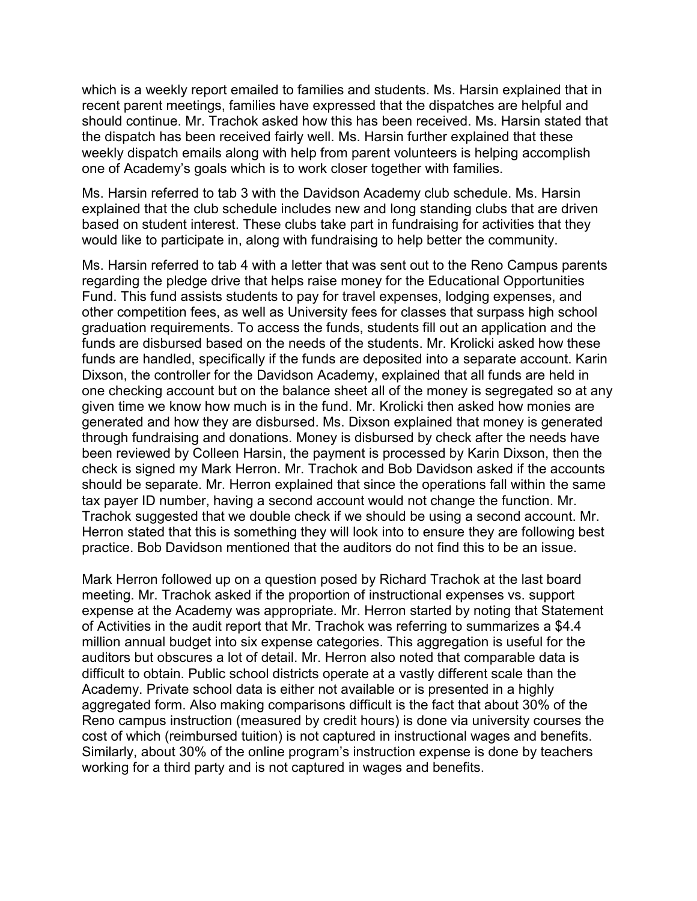which is a weekly report emailed to families and students. Ms. Harsin explained that in recent parent meetings, families have expressed that the dispatches are helpful and should continue. Mr. Trachok asked how this has been received. Ms. Harsin stated that the dispatch has been received fairly well. Ms. Harsin further explained that these weekly dispatch emails along with help from parent volunteers is helping accomplish one of Academy's goals which is to work closer together with families.

Ms. Harsin referred to tab 3 with the Davidson Academy club schedule. Ms. Harsin explained that the club schedule includes new and long standing clubs that are driven based on student interest. These clubs take part in fundraising for activities that they would like to participate in, along with fundraising to help better the community.

Ms. Harsin referred to tab 4 with a letter that was sent out to the Reno Campus parents regarding the pledge drive that helps raise money for the Educational Opportunities Fund. This fund assists students to pay for travel expenses, lodging expenses, and other competition fees, as well as University fees for classes that surpass high school graduation requirements. To access the funds, students fill out an application and the funds are disbursed based on the needs of the students. Mr. Krolicki asked how these funds are handled, specifically if the funds are deposited into a separate account. Karin Dixson, the controller for the Davidson Academy, explained that all funds are held in one checking account but on the balance sheet all of the money is segregated so at any given time we know how much is in the fund. Mr. Krolicki then asked how monies are generated and how they are disbursed. Ms. Dixson explained that money is generated through fundraising and donations. Money is disbursed by check after the needs have been reviewed by Colleen Harsin, the payment is processed by Karin Dixson, then the check is signed my Mark Herron. Mr. Trachok and Bob Davidson asked if the accounts should be separate. Mr. Herron explained that since the operations fall within the same tax payer ID number, having a second account would not change the function. Mr. Trachok suggested that we double check if we should be using a second account. Mr. Herron stated that this is something they will look into to ensure they are following best practice. Bob Davidson mentioned that the auditors do not find this to be an issue.

Mark Herron followed up on a question posed by Richard Trachok at the last board meeting. Mr. Trachok asked if the proportion of instructional expenses vs. support expense at the Academy was appropriate. Mr. Herron started by noting that Statement of Activities in the audit report that Mr. Trachok was referring to summarizes a $4.4 million annual budget into six expense categories. This aggregation is useful for the auditors but obscures a lot of detail. Mr. Herron also noted that comparable data is difficult to obtain. Public school districts operate at a vastly different scale than the Academy. Private school data is either not available or is presented in a highly aggregated form. Also making comparisons difficult is the fact that about 30% of the Reno campus instruction (measured by credit hours) is done via university courses the cost of which (reimbursed tuition) is not captured in instructional wages and benefits. Similarly, about 30% of the online program's instruction expense is done by teachers working for a third party and is not captured in wages and benefits.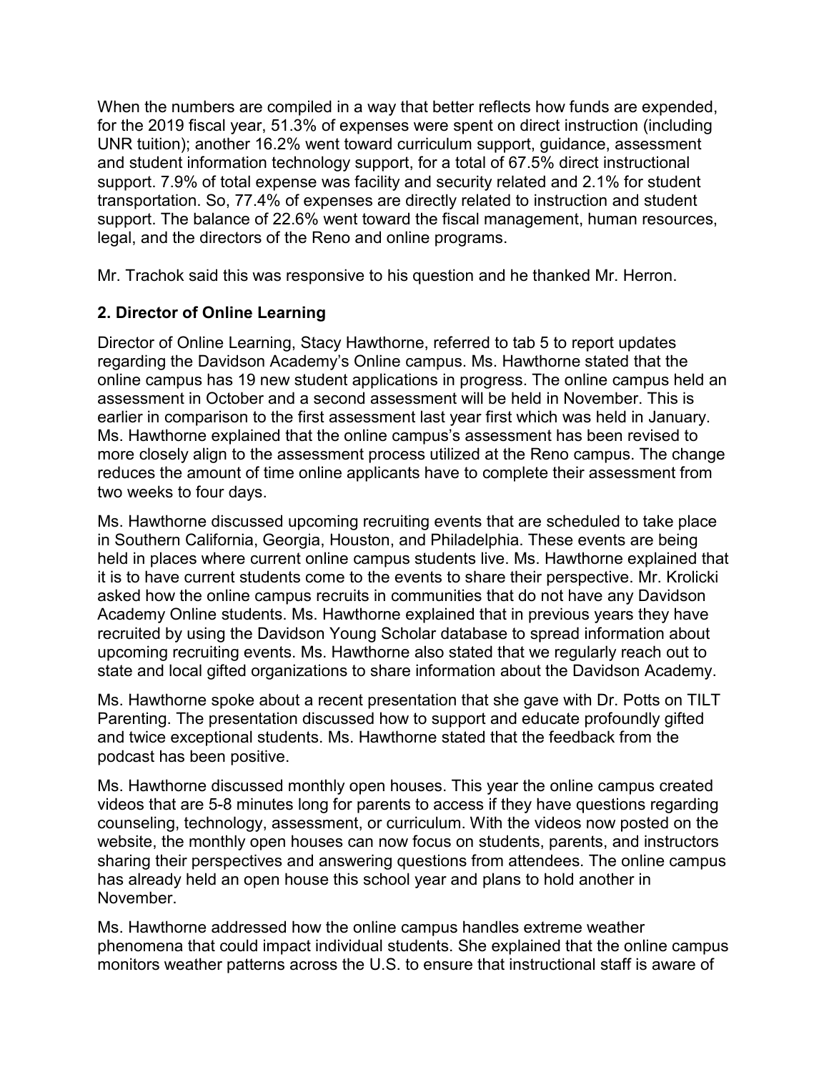When the numbers are compiled in a way that better reflects how funds are expended, for the 2019 fiscal year, 51.3% of expenses were spent on direct instruction (including UNR tuition); another 16.2% went toward curriculum support, guidance, assessment and student information technology support, for a total of 67.5% direct instructional support. 7.9% of total expense was facility and security related and 2.1% for student transportation. So, 77.4% of expenses are directly related to instruction and student support. The balance of 22.6% went toward the fiscal management, human resources, legal, and the directors of the Reno and online programs.

Mr. Trachok said this was responsive to his question and he thanked Mr. Herron.

## 2. Director of Online Learning

Director of Online Learning, Stacy Hawthorne, referred to tab 5 to report updates regarding the Davidson Academy's Online campus. Ms. Hawthorne stated that the online campus has 19 new student applications in progress. The online campus held an assessment in October and a second assessment will be held in November. This is earlier in comparison to the first assessment last year first which was held in January. Ms. Hawthorne explained that the online campus's assessment has been revised to more closely align to the assessment process utilized at the Reno campus. The change reduces the amount of time online applicants have to complete their assessment from two weeks to four days.

Ms. Hawthorne discussed upcoming recruiting events that are scheduled to take place in Southern California, Georgia, Houston, and Philadelphia. These events are being held in places where current online campus students live. Ms. Hawthorne explained that it is to have current students come to the events to share their perspective. Mr. Krolicki asked how the online campus recruits in communities that do not have any Davidson Academy Online students. Ms. Hawthorne explained that in previous years they have recruited by using the Davidson Young Scholar database to spread information about upcoming recruiting events. Ms. Hawthorne also stated that we regularly reach out to state and local gifted organizations to share information about the Davidson Academy.

Ms. Hawthorne spoke about a recent presentation that she gave with Dr. Potts on TILT Parenting. The presentation discussed how to support and educate profoundly gifted and twice exceptional students. Ms. Hawthorne stated that the feedback from the podcast has been positive.

Ms. Hawthorne discussed monthly open houses. This year the online campus created videos that are 5-8 minutes long for parents to access if they have questions regarding counseling, technology, assessment, or curriculum. With the videos now posted on the website, the monthly open houses can now focus on students, parents, and instructors sharing their perspectives and answering questions from attendees. The online campus has already held an open house this school year and plans to hold another in November.

Ms. Hawthorne addressed how the online campus handles extreme weather phenomena that could impact individual students. She explained that the online campus monitors weather patterns across the U.S. to ensure that instructional staff is aware of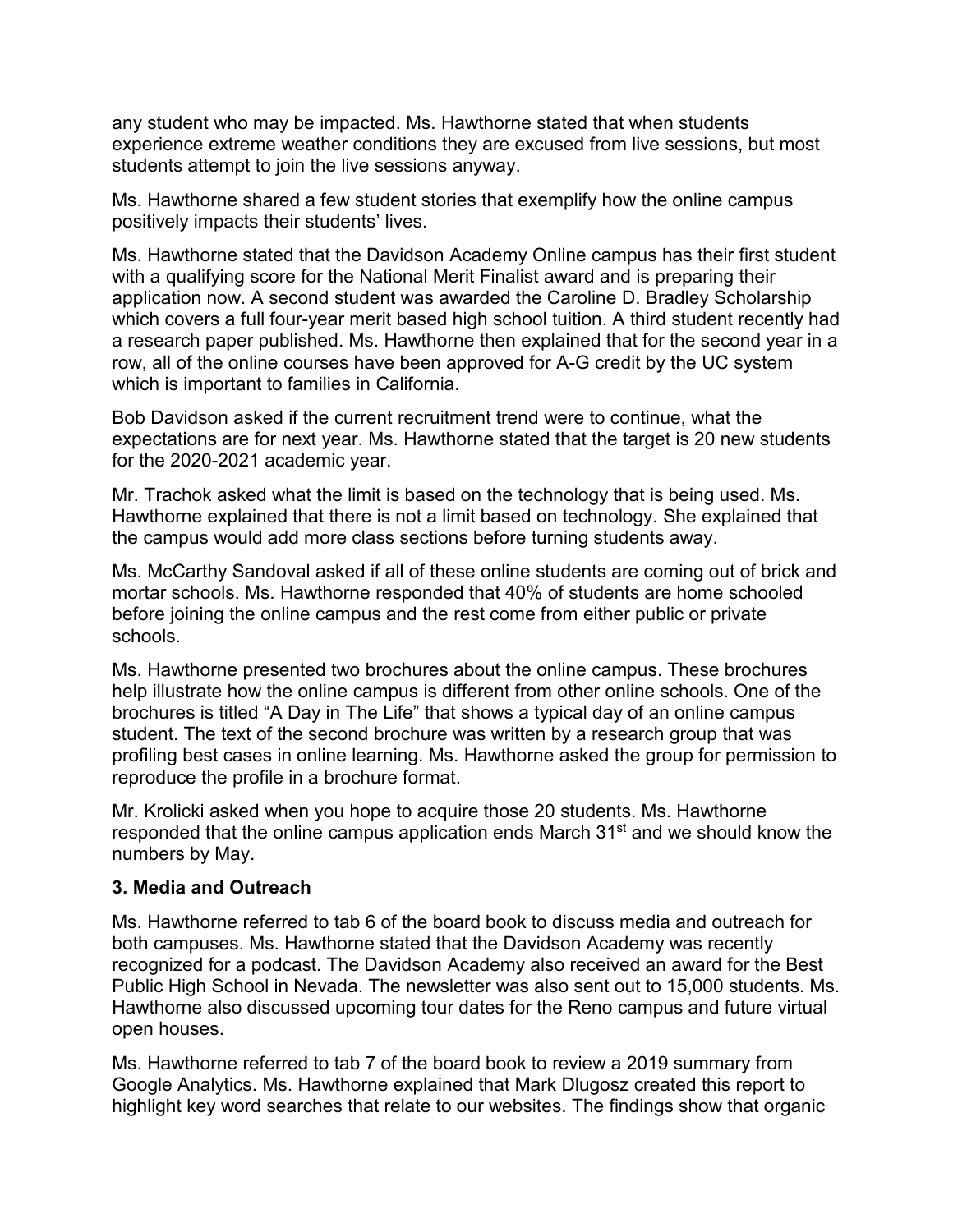any student who may be impacted. Ms. Hawthorne stated that when students experience extreme weather conditions they are excused from live sessions, but most students attempt to join the live sessions anyway.

Ms. Hawthorne shared a few student stories that exemplify how the online campus positively impacts their students' lives.

Ms. Hawthorne stated that the Davidson Academy Online campus has their first student with a qualifying score for the National Merit Finalist award and is preparing their application now. A second student was awarded the Caroline D. Bradley Scholarship which covers a full four-year merit based high school tuition. A third student recently had a research paper published. Ms. Hawthorne then explained that for the second year in a row, all of the online courses have been approved for A-G credit by the UC system which is important to families in California.

Bob Davidson asked if the current recruitment trend were to continue, what the expectations are for next year. Ms. Hawthorne stated that the target is 20 new students for the 2020-2021 academic year.

Mr. Trachok asked what the limit is based on the technology that is being used. Ms. Hawthorne explained that there is not a limit based on technology. She explained that the campus would add more class sections before turning students away.

Ms. McCarthy Sandoval asked if all of these online students are coming out of brick and mortar schools. Ms. Hawthorne responded that 40% of students are home schooled before joining the online campus and the rest come from either public or private schools.

Ms. Hawthorne presented two brochures about the online campus. These brochures help illustrate how the online campus is different from other online schools. One of the brochures is titled "A Day in The Life" that shows a typical day of an online campus student. The text of the second brochure was written by a research group that was profiling best cases in online learning. Ms. Hawthorne asked the group for permission to reproduce the profile in a brochure format.

Mr. Krolicki asked when you hope to acquire those 20 students. Ms. Hawthorne responded that the online campus application ends March 31st and we should know the numbers by May.

**3. Media and Outreach**

Ms. Hawthorne referred to tab 6 of the board book to discuss media and outreach for both campuses. Ms. Hawthorne stated that the Davidson Academy was recently recognized for a podcast. The Davidson Academy also received an award for the Best Public High School in Nevada. The newsletter was also sent out to 15,000 students. Ms. Hawthorne also discussed upcoming tour dates for the Reno campus and future virtual open houses.

Ms. Hawthorne referred to tab 7 of the board book to review a 2019 summary from Google Analytics. Ms. Hawthorne explained that Mark Dlugosz created this report to highlight key word searches that relate to our websites. The findings show that organic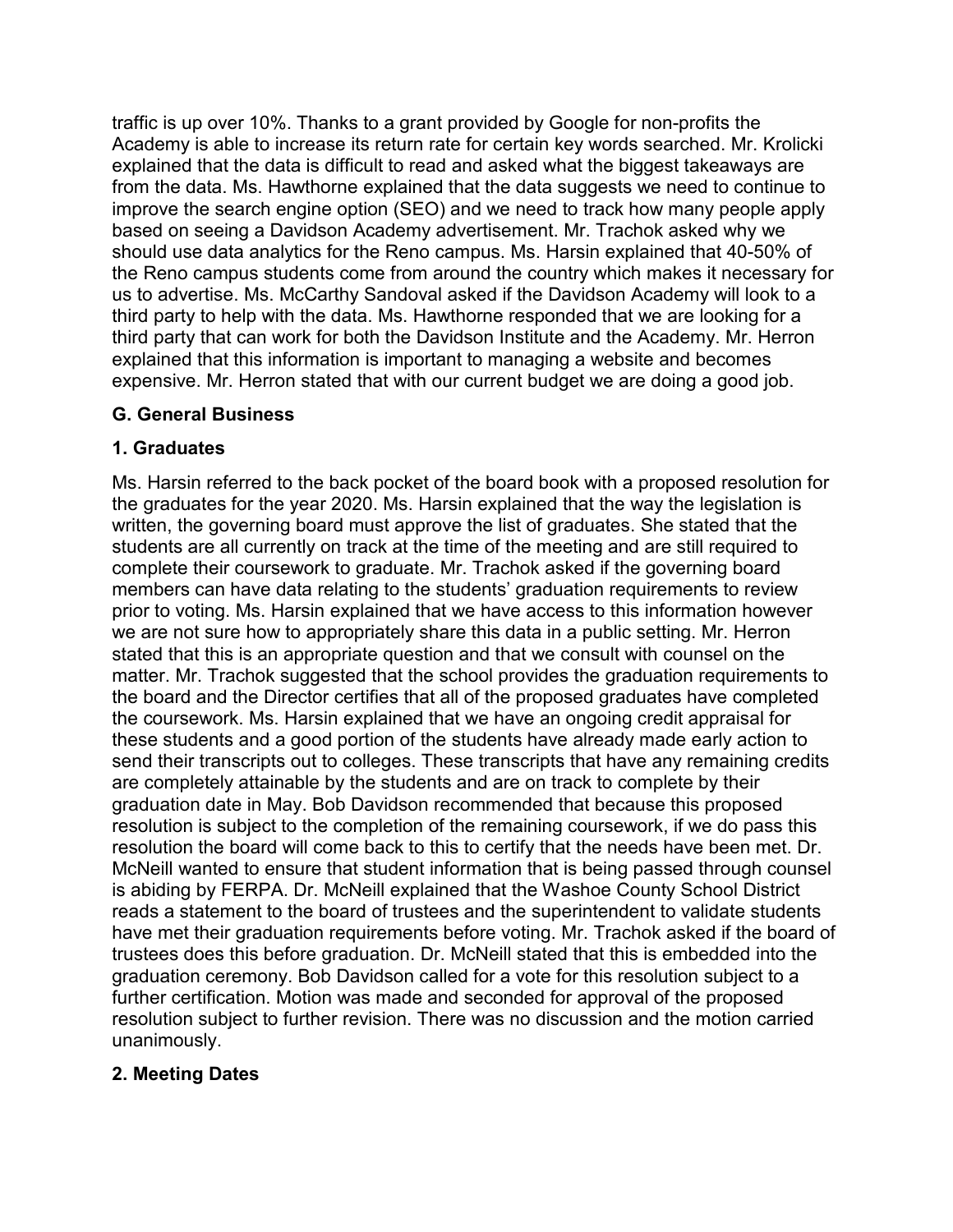traffic is up over 10%. Thanks to a grant provided by Google for non-profits the Academy is able to increase its return rate for certain key words searched. Mr. Krolicki explained that the data is difficult to read and asked what the biggest takeaways are from the data. Ms. Hawthorne explained that the data suggests we need to continue to improve the search engine option (SEO) and we need to track how many people apply based on seeing a Davidson Academy advertisement. Mr. Trachok asked why we should use data analytics for the Reno campus. Ms. Harsin explained that 40-50% of the Reno campus students come from around the country which makes it necessary for us to advertise. Ms. McCarthy Sandoval asked if the Davidson Academy will look to a third party to help with the data. Ms. Hawthorne responded that we are looking for a third party that can work for both the Davidson Institute and the Academy. Mr. Herron explained that this information is important to managing a website and becomes expensive. Mr. Herron stated that with our current budget we are doing a good job.

## G. General Business

### 1. Graduates

Ms. Harsin referred to the back pocket of the board book with a proposed resolution for the graduates for the year 2020. Ms. Harsin explained that the way the legislation is written, the governing board must approve the list of graduates. She stated that the students are all currently on track at the time of the meeting and are still required to complete their coursework to graduate. Mr. Trachok asked if the governing board members can have data relating to the students' graduation requirements to review prior to voting. Ms. Harsin explained that we have access to this information however we are not sure how to appropriately share this data in a public setting. Mr. Herron stated that this is an appropriate question and that we consult with counsel on the matter. Mr. Trachok suggested that the school provides the graduation requirements to the board and the Director certifies that all of the proposed graduates have completed the coursework. Ms. Harsin explained that we have an ongoing credit appraisal for these students and a good portion of the students have already made early action to send their transcripts out to colleges. These transcripts that have any remaining credits are completely attainable by the students and are on track to complete by their graduation date in May. Bob Davidson recommended that because this proposed resolution is subject to the completion of the remaining coursework, if we do pass this resolution the board will come back to this to certify that the needs have been met. Dr. McNeill wanted to ensure that student information that is being passed through counsel is abiding by FERPA. Dr. McNeill explained that the Washoe County School District reads a statement to the board of trustees and the superintendent to validate students have met their graduation requirements before voting. Mr. Trachok asked if the board of trustees does this before graduation. Dr. McNeill stated that this is embedded into the graduation ceremony. Bob Davidson called for a vote for this resolution subject to a further certification. Motion was made and seconded for approval of the proposed resolution subject to further revision. There was no discussion and the motion carried unanimously.

### 2. Meeting Dates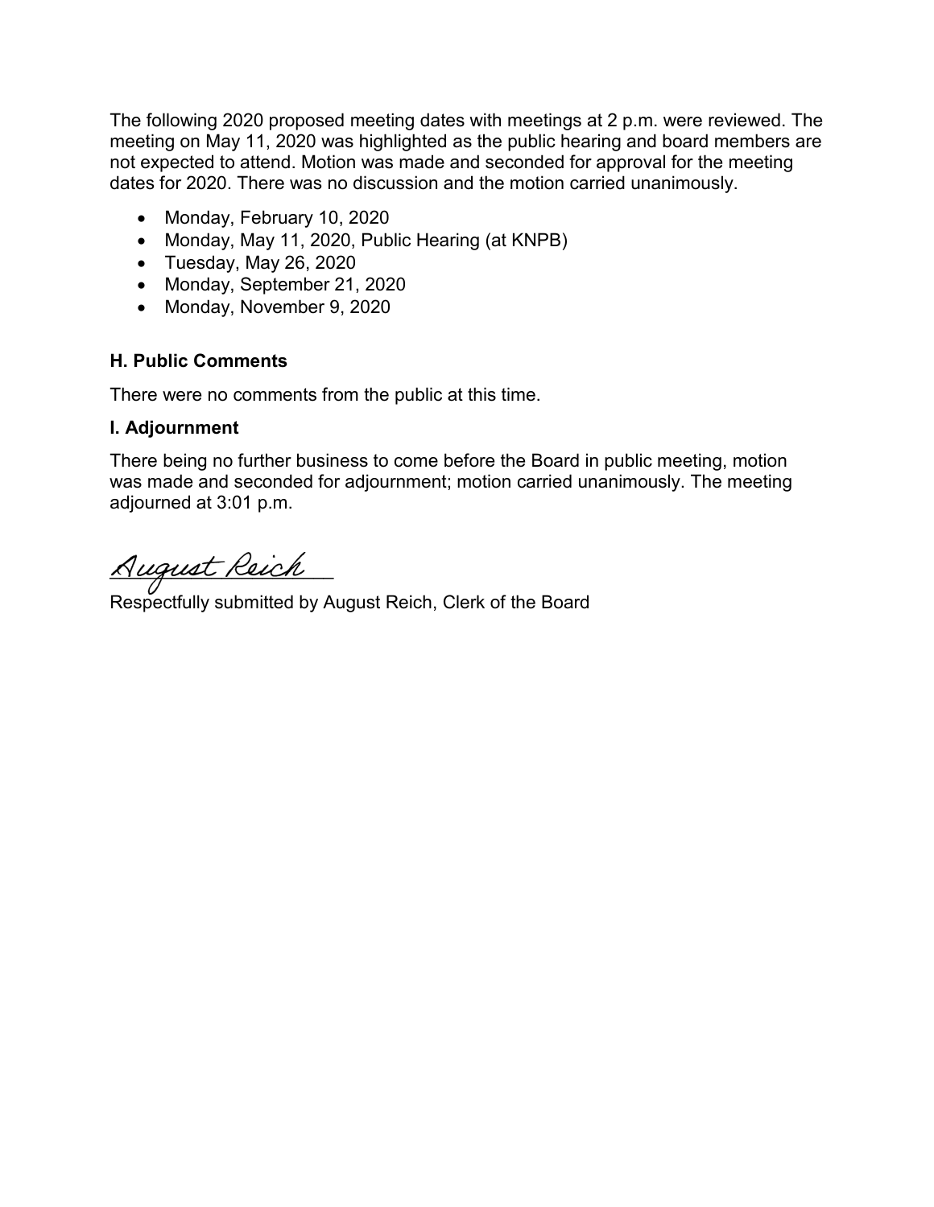The following 2020 proposed meeting dates with meetings at 2 p.m. were reviewed. The meeting on May 11, 2020 was highlighted as the public hearing and board members are not expected to attend. Motion was made and seconded for approval for the meeting dates for 2020. There was no discussion and the motion carried unanimously.

- Monday, February 10, 2020
- Monday, May 11, 2020, Public Hearing (at KNPB)
- Tuesday, May 26, 2020
- Monday, September 21, 2020
- Monday, November 9, 2020

### H. Public Comments

There were no comments from the public at this time.

### I. Adjournment

There being no further business to come before the Board in public meeting, motion was made and seconded for adjournment; motion carried unanimously. The meeting adjourned at 3:01 p.m.

August Reich

Respectfully submitted by August Reich, Clerk of the Board